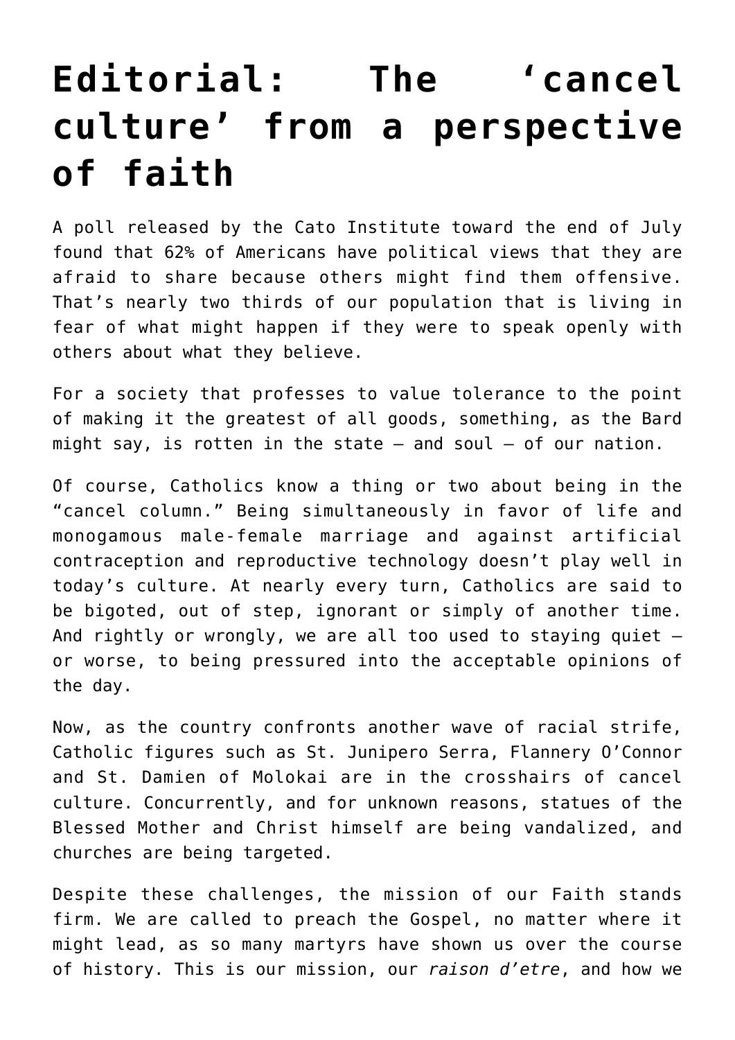# Editorial: The 'cancel culture' from a perspective of faith

A poll released by the Cato Institute toward the end of July found that 62% of Americans have political views that they are afraid to share because others might find them offensive. That's nearly two thirds of our population that is living in fear of what might happen if they were to speak openly with others about what they believe.

For a society that professes to value tolerance to the point of making it the greatest of all goods, something, as the Bard might say, is rotten in the state — and soul — of our nation.

Of course, Catholics know a thing or two about being in the "cancel column." Being simultaneously in favor of life and monogamous male-female marriage and against artificial contraception and reproductive technology doesn't play well in today's culture. At nearly every turn, Catholics are said to be bigoted, out of step, ignorant or simply of another time. And rightly or wrongly, we are all too used to staying quiet — or worse, to being pressured into the acceptable opinions of the day.

Now, as the country confronts another wave of racial strife, Catholic figures such as St. Junipero Serra, Flannery O'Connor and St. Damien of Molokai are in the crosshairs of cancel culture. Concurrently, and for unknown reasons, statues of the Blessed Mother and Christ himself are being vandalized, and churches are being targeted.

Despite these challenges, the mission of our Faith stands firm. We are called to preach the Gospel, no matter where it might lead, as so many martyrs have shown us over the course of history. This is our mission, our *raison d'etre*, and how we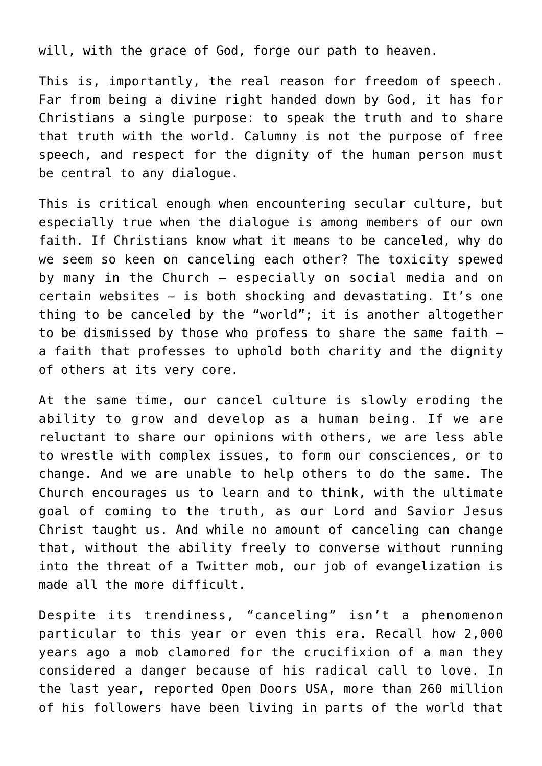will, with the grace of God, forge our path to heaven.

This is, importantly, the real reason for freedom of speech. Far from being a divine right handed down by God, it has for Christians a single purpose: to speak the truth and to share that truth with the world. Calumny is not the purpose of free speech, and respect for the dignity of the human person must be central to any dialogue.

This is critical enough when encountering secular culture, but especially true when the dialogue is among members of our own faith. If Christians know what it means to be canceled, why do we seem so keen on canceling each other? The toxicity spewed by many in the Church — especially on social media and on certain websites — is both shocking and devastating. It's one thing to be canceled by the "world"; it is another altogether to be dismissed by those who profess to share the same faith — a faith that professes to uphold both charity and the dignity of others at its very core.

At the same time, our cancel culture is slowly eroding the ability to grow and develop as a human being. If we are reluctant to share our opinions with others, we are less able to wrestle with complex issues, to form our consciences, or to change. And we are unable to help others to do the same. The Church encourages us to learn and to think, with the ultimate goal of coming to the truth, as our Lord and Savior Jesus Christ taught us. And while no amount of canceling can change that, without the ability freely to converse without running into the threat of a Twitter mob, our job of evangelization is made all the more difficult.

Despite its trendiness, "canceling" isn't a phenomenon particular to this year or even this era. Recall how 2,000 years ago a mob clamored for the crucifixion of a man they considered a danger because of his radical call to love. In the last year, reported Open Doors USA, more than 260 million of his followers have been living in parts of the world that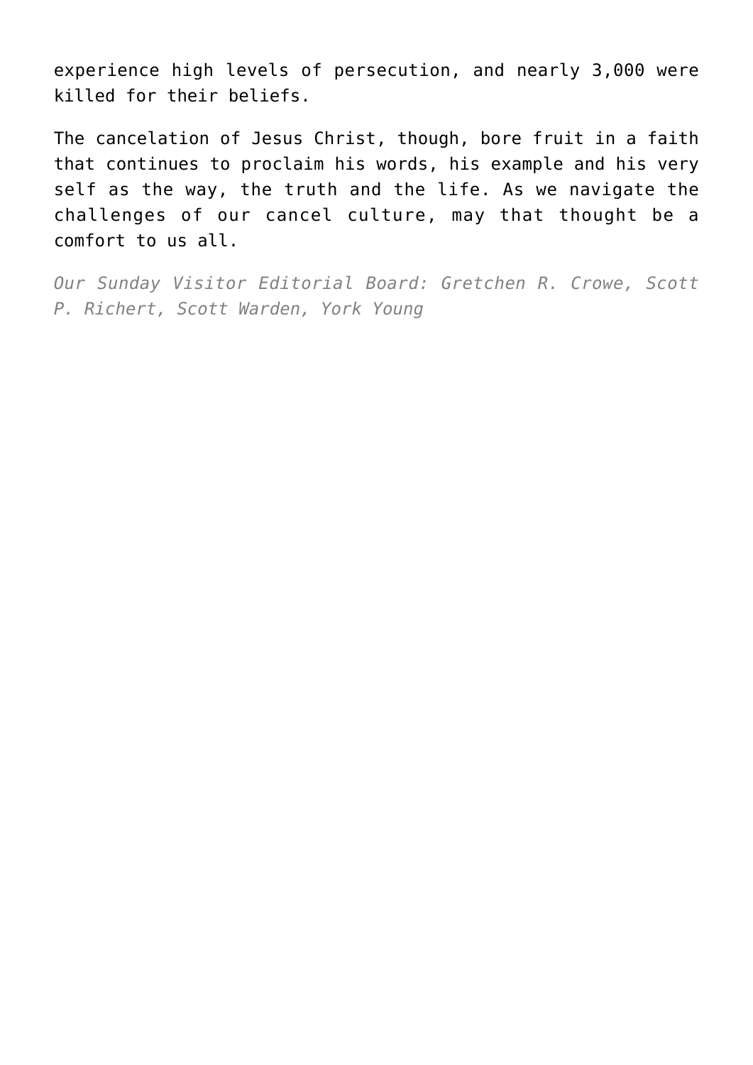experience high levels of persecution, and nearly 3,000 were killed for their beliefs.

The cancelation of Jesus Christ, though, bore fruit in a faith that continues to proclaim his words, his example and his very self as the way, the truth and the life. As we navigate the challenges of our cancel culture, may that thought be a comfort to us all.

*Our Sunday Visitor Editorial Board: Gretchen R. Crowe, Scott P. Richert, Scott Warden, York Young*